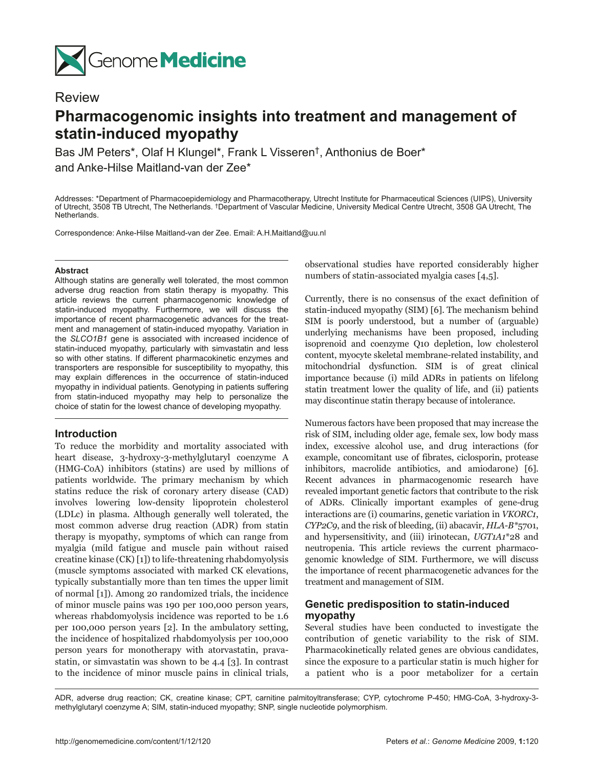Review

# Pharmacogenomic insights into treatment and management of statin-induced myopathy

Bas JM Peters*, Olaf H Klungel*, Frank L Visseren†, Anthonius de Boer* and Anke-Hilse Maitland-van der Zee*

Addresses: *Department of Pharmacoepidemiology and Pharmacotherapy, Utrecht Institute for Pharmaceutical Sciences (UIPS), University of Utrecht, 3508 TB Utrecht, The Netherlands. †Department of Vascular Medicine, University Medical Centre Utrecht, 3508 GA Utrecht, The Netherlands.

Correspondence: Anke-Hilse Maitland-van der Zee. Email: A.H.Maitland@uu.nl

#### Abstract

Although statins are generally well tolerated, the most common adverse drug reaction from statin therapy is myopathy. This article reviews the current pharmacogenomic knowledge of statin-induced myopathy. Furthermore, we will discuss the importance of recent pharmacogenetic advances for the treatment and management of statin-induced myopathy. Variation in the *SLCO1B1* gene is associated with increased incidence of statin-induced myopathy, particularly with simvastatin and less so with other statins. If different pharmacokinetic enzymes and transporters are responsible for susceptibility to myopathy, this may explain differences in the occurrence of statin-induced myopathy in individual patients. Genotyping in patients suffering from statin-induced myopathy may help to personalize the choice of statin for the lowest chance of developing myopathy.

## Introduction

To reduce the morbidity and mortality associated with heart disease, 3-hydroxy-3-methylglutaryl coenzyme A (HMG-CoA) inhibitors (statins) are used by millions of patients worldwide. The primary mechanism by which statins reduce the risk of coronary artery disease (CAD) involves lowering low-density lipoprotein cholesterol (LDLc) in plasma. Although generally well tolerated, the most common adverse drug reaction (ADR) from statin therapy is myopathy, symptoms of which can range from myalgia (mild fatigue and muscle pain without raised creatine kinase (CK) [1]) to life-threatening rhabdomyolysis (muscle symptoms associated with marked CK elevations, typically substantially more than ten times the upper limit of normal [1]). Among 20 randomized trials, the incidence of minor muscle pains was 190 per 100,000 person years, whereas rhabdomyolysis incidence was reported to be 1.6 per 100,000 person years [2]. In the ambulatory setting, the incidence of hospitalized rhabdomyolysis per 100,000 person years for monotherapy with atorvastatin, pravastatin, or simvastatin was shown to be 4.4 [3]. In contrast to the incidence of minor muscle pains in clinical trials, observational studies have reported considerably higher numbers of statin-associated myalgia cases [4,5].

Currently, there is no consensus of the exact definition of statin-induced myopathy (SIM) [6]. The mechanism behind SIM is poorly understood, but a number of (arguable) underlying mechanisms have been proposed, including isoprenoid and coenzyme Q10 depletion, low cholesterol content, myocyte skeletal membrane-related instability, and mitochondrial dysfunction. SIM is of great clinical importance because (i) mild ADRs in patients on lifelong statin treatment lower the quality of life, and (ii) patients may discontinue statin therapy because of intolerance.

Numerous factors have been proposed that may increase the risk of SIM, including older age, female sex, low body mass index, excessive alcohol use, and drug interactions (for example, concomitant use of fibrates, ciclosporin, protease inhibitors, macrolide antibiotics, and amiodarone) [6]. Recent advances in pharmacogenomic research have revealed important genetic factors that contribute to the risk of ADRs. Clinically important examples of gene-drug interactions are (i) coumarins, genetic variation in *VKORC1*, *CYP2C9*, and the risk of bleeding, (ii) abacavir, *HLA-B**5701, and hypersensitivity, and (iii) irinotecan, *UGT1A1**28 and neutropenia. This article reviews the current pharmacogenomic knowledge of SIM. Furthermore, we will discuss the importance of recent pharmacogenetic advances for the treatment and management of SIM.

## Genetic predisposition to statin-induced myopathy

Several studies have been conducted to investigate the contribution of genetic variability to the risk of SIM. Pharmacokinetically related genes are obvious candidates, since the exposure to a particular statin is much higher for a patient who is a poor metabolizer for a certain

ADR, adverse drug reaction; CK, creatine kinase; CPT, carnitine palmitoyltransferase; CYP, cytochrome P-450; HMG-CoA, 3-hydroxy-3-methylglutaryl coenzyme A; SIM, statin-induced myopathy; SNP, single nucleotide polymorphism.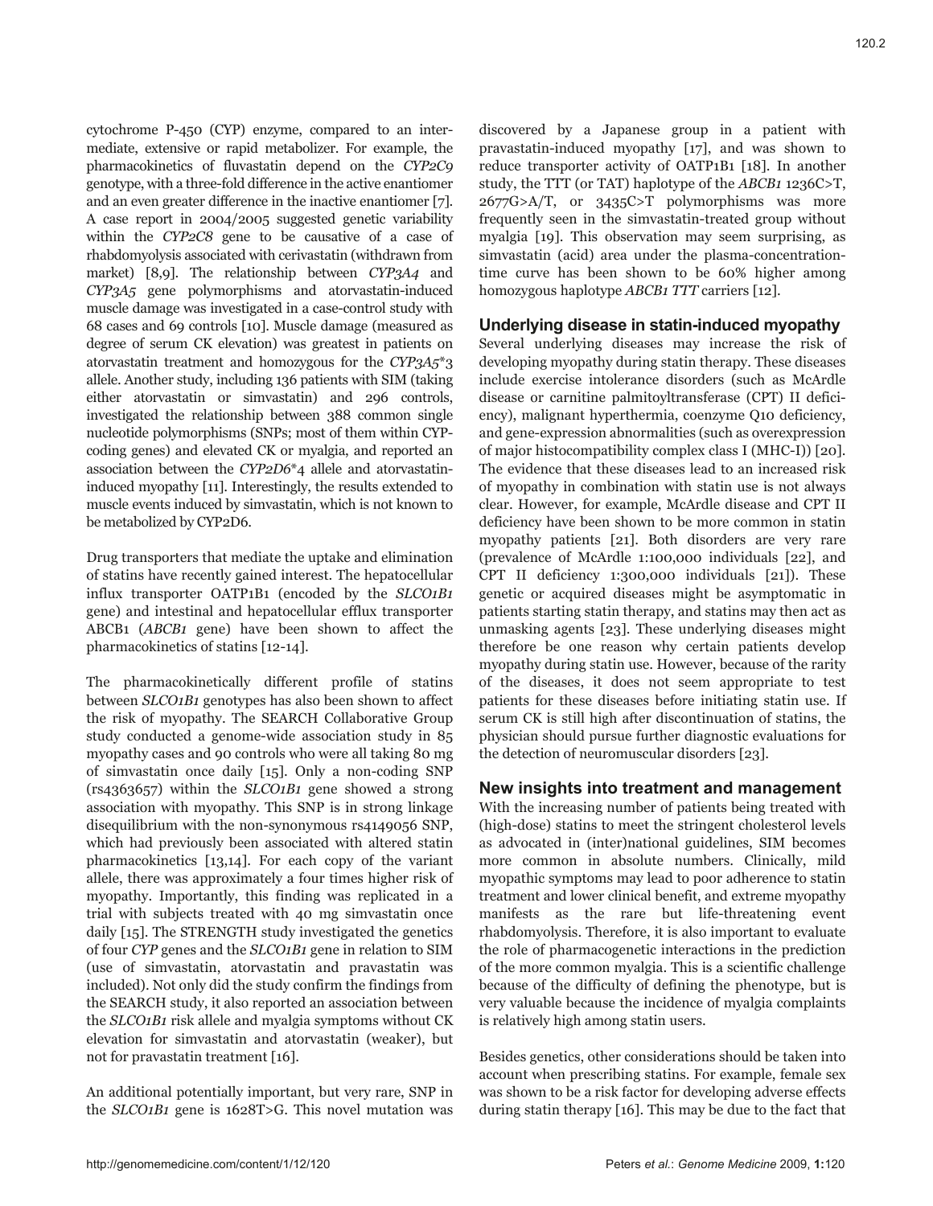cytochrome P-450 (CYP) enzyme, compared to an intermediate, extensive or rapid metabolizer. For example, the pharmacokinetics of fluvastatin depend on the *CYP2C9* genotype, with a three-fold difference in the active enantiomer and an even greater difference in the inactive enantiomer [7]. A case report in 2004/2005 suggested genetic variability within the *CYP2C8* gene to be causative of a case of rhabdomyolysis associated with cerivastatin (withdrawn from market) [8,9]. The relationship between *CYP3A4* and *CYP3A5* gene polymorphisms and atorvastatin-induced muscle damage was investigated in a case-control study with 68 cases and 69 controls [10]. Muscle damage (measured as degree of serum CK elevation) was greatest in patients on atorvastatin treatment and homozygous for the *CYP3A5*\*3 allele. Another study, including 136 patients with SIM (taking either atorvastatin or simvastatin) and 296 controls, investigated the relationship between 388 common single nucleotide polymorphisms (SNPs; most of them within CYP-coding genes) and elevated CK or myalgia, and reported an association between the *CYP2D6*\*4 allele and atorvastatin-induced myopathy [11]. Interestingly, the results extended to muscle events induced by simvastatin, which is not known to be metabolized by CYP2D6.

Drug transporters that mediate the uptake and elimination of statins have recently gained interest. The hepatocellular influx transporter OATP1B1 (encoded by the *SLCO1B1* gene) and intestinal and hepatocellular efflux transporter ABCB1 (*ABCB1* gene) have been shown to affect the pharmacokinetics of statins [12-14].

The pharmacokinetically different profile of statins between *SLCO1B1* genotypes has also been shown to affect the risk of myopathy. The SEARCH Collaborative Group study conducted a genome-wide association study in 85 myopathy cases and 90 controls who were all taking 80 mg of simvastatin once daily [15]. Only a non-coding SNP (rs4363657) within the *SLCO1B1* gene showed a strong association with myopathy. This SNP is in strong linkage disequilibrium with the non-synonymous rs4149056 SNP, which had previously been associated with altered statin pharmacokinetics [13,14]. For each copy of the variant allele, there was approximately a four times higher risk of myopathy. Importantly, this finding was replicated in a trial with subjects treated with 40 mg simvastatin once daily [15]. The STRENGTH study investigated the genetics of four *CYP* genes and the *SLCO1B1* gene in relation to SIM (use of simvastatin, atorvastatin and pravastatin was included). Not only did the study confirm the findings from the SEARCH study, it also reported an association between the *SLCO1B1* risk allele and myalgia symptoms without CK elevation for simvastatin and atorvastatin (weaker), but not for pravastatin treatment [16].

An additional potentially important, but very rare, SNP in the *SLCO1B1* gene is 1628T>G. This novel mutation was discovered by a Japanese group in a patient with pravastatin-induced myopathy [17], and was shown to reduce transporter activity of OATP1B1 [18]. In another study, the TTT (or TAT) haplotype of the *ABCB1* 1236C>T, 2677G>A/T, or 3435C>T polymorphisms was more frequently seen in the simvastatin-treated group without myalgia [19]. This observation may seem surprising, as simvastatin (acid) area under the plasma-concentration-time curve has been shown to be 60% higher among homozygous haplotype *ABCB1 TTT* carriers [12].

## Underlying disease in statin-induced myopathy

Several underlying diseases may increase the risk of developing myopathy during statin therapy. These diseases include exercise intolerance disorders (such as McArdle disease or carnitine palmitoyltransferase (CPT) II deficiency), malignant hyperthermia, coenzyme Q10 deficiency, and gene-expression abnormalities (such as overexpression of major histocompatibility complex class I (MHC-I)) [20]. The evidence that these diseases lead to an increased risk of myopathy in combination with statin use is not always clear. However, for example, McArdle disease and CPT II deficiency have been shown to be more common in statin myopathy patients [21]. Both disorders are very rare (prevalence of McArdle 1:100,000 individuals [22], and CPT II deficiency 1:300,000 individuals [21]). These genetic or acquired diseases might be asymptomatic in patients starting statin therapy, and statins may then act as unmasking agents [23]. These underlying diseases might therefore be one reason why certain patients develop myopathy during statin use. However, because of the rarity of the diseases, it does not seem appropriate to test patients for these diseases before initiating statin use. If serum CK is still high after discontinuation of statins, the physician should pursue further diagnostic evaluations for the detection of neuromuscular disorders [23].

## New insights into treatment and management

With the increasing number of patients being treated with (high-dose) statins to meet the stringent cholesterol levels as advocated in (inter)national guidelines, SIM becomes more common in absolute numbers. Clinically, mild myopathic symptoms may lead to poor adherence to statin treatment and lower clinical benefit, and extreme myopathy manifests as the rare but life-threatening event rhabdomyolysis. Therefore, it is also important to evaluate the role of pharmacogenetic interactions in the prediction of the more common myalgia. This is a scientific challenge because of the difficulty of defining the phenotype, but is very valuable because the incidence of myalgia complaints is relatively high among statin users.

Besides genetics, other considerations should be taken into account when prescribing statins. For example, female sex was shown to be a risk factor for developing adverse effects during statin therapy [16]. This may be due to the fact that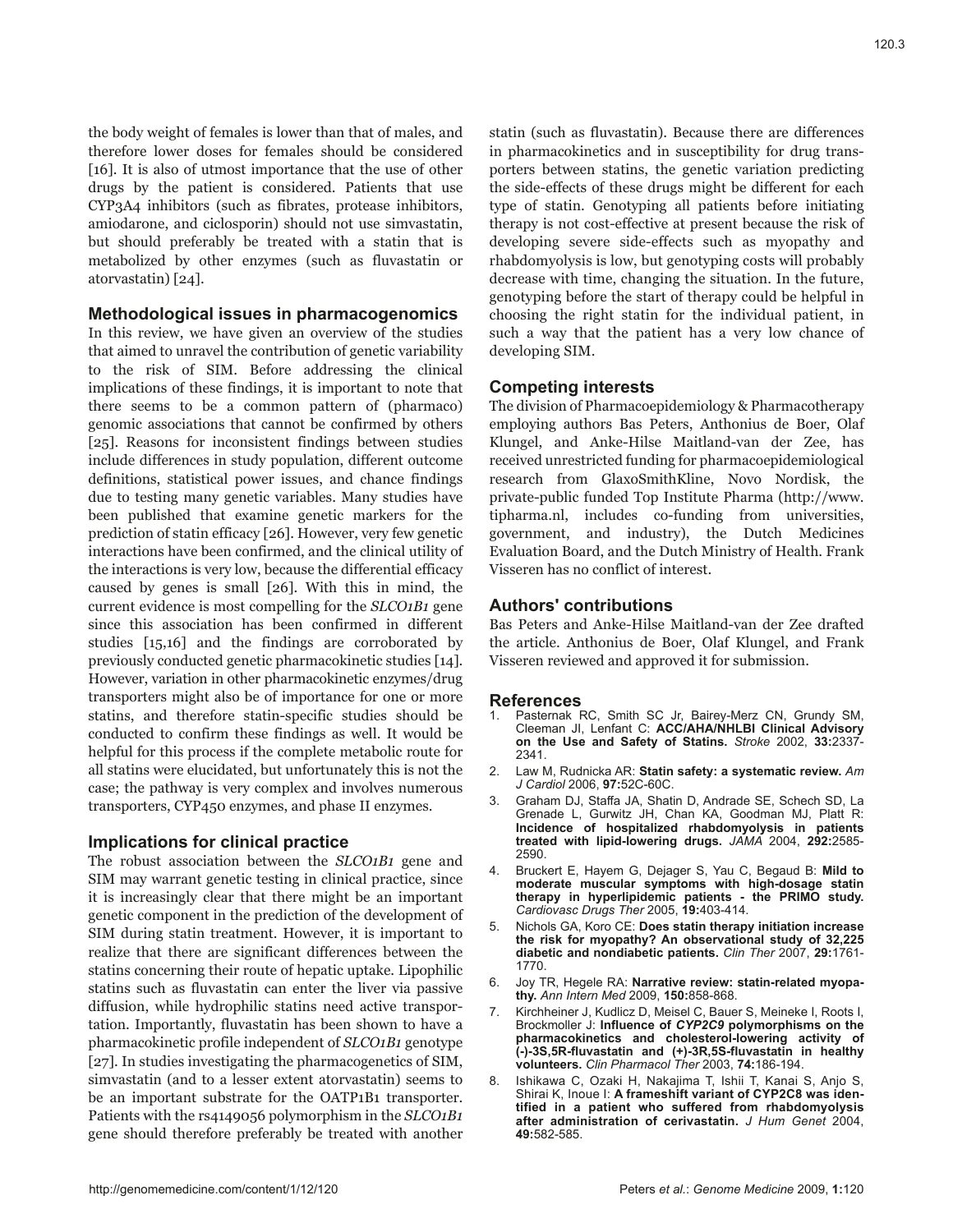the body weight of females is lower than that of males, and therefore lower doses for females should be considered [16]. It is also of utmost importance that the use of other drugs by the patient is considered. Patients that use CYP3A4 inhibitors (such as fibrates, protease inhibitors, amiodarone, and ciclosporin) should not use simvastatin, but should preferably be treated with a statin that is metabolized by other enzymes (such as fluvastatin or atorvastatin) [24].

## Methodological issues in pharmacogenomics

In this review, we have given an overview of the studies that aimed to unravel the contribution of genetic variability to the risk of SIM. Before addressing the clinical implications of these findings, it is important to note that there seems to be a common pattern of (pharmaco) genomic associations that cannot be confirmed by others [25]. Reasons for inconsistent findings between studies include differences in study population, different outcome definitions, statistical power issues, and chance findings due to testing many genetic variables. Many studies have been published that examine genetic markers for the prediction of statin efficacy [26]. However, very few genetic interactions have been confirmed, and the clinical utility of the interactions is very low, because the differential efficacy caused by genes is small [26]. With this in mind, the current evidence is most compelling for the *SLCO1B1* gene since this association has been confirmed in different studies [15,16] and the findings are corroborated by previously conducted genetic pharmacokinetic studies [14]. However, variation in other pharmacokinetic enzymes/drug transporters might also be of importance for one or more statins, and therefore statin-specific studies should be conducted to confirm these findings as well. It would be helpful for this process if the complete metabolic route for all statins were elucidated, but unfortunately this is not the case; the pathway is very complex and involves numerous transporters, CYP450 enzymes, and phase II enzymes.

## Implications for clinical practice

The robust association between the *SLCO1B1* gene and SIM may warrant genetic testing in clinical practice, since it is increasingly clear that there might be an important genetic component in the prediction of the development of SIM during statin treatment. However, it is important to realize that there are significant differences between the statins concerning their route of hepatic uptake. Lipophilic statins such as fluvastatin can enter the liver via passive diffusion, while hydrophilic statins need active transportation. Importantly, fluvastatin has been shown to have a pharmacokinetic profile independent of *SLCO1B1* genotype [27]. In studies investigating the pharmacogenetics of SIM, simvastatin (and to a lesser extent atorvastatin) seems to be an important substrate for the OATP1B1 transporter. Patients with the rs4149056 polymorphism in the *SLCO1B1* gene should therefore preferably be treated with another statin (such as fluvastatin). Because there are differences in pharmacokinetics and in susceptibility for drug transporters between statins, the genetic variation predicting the side-effects of these drugs might be different for each type of statin. Genotyping all patients before initiating therapy is not cost-effective at present because the risk of developing severe side-effects such as myopathy and rhabdomyolysis is low, but genotyping costs will probably decrease with time, changing the situation. In the future, genotyping before the start of therapy could be helpful in choosing the right statin for the individual patient, in such a way that the patient has a very low chance of developing SIM.

## Competing interests

The division of Pharmacoepidemiology & Pharmacotherapy employing authors Bas Peters, Anthonius de Boer, Olaf Klungel, and Anke-Hilse Maitland-van der Zee, has received unrestricted funding for pharmacoepidemiological research from GlaxoSmithKline, Novo Nordisk, the private-public funded Top Institute Pharma (http://www.tipharma.nl, includes co-funding from universities, government, and industry), the Dutch Medicines Evaluation Board, and the Dutch Ministry of Health. Frank Visseren has no conflict of interest.

## Authors' contributions

Bas Peters and Anke-Hilse Maitland-van der Zee drafted the article. Anthonius de Boer, Olaf Klungel, and Frank Visseren reviewed and approved it for submission.

## References

1. Pasternak RC, Smith SC Jr, Bairey-Merz CN, Grundy SM, Cleeman JI, Lenfant C: **ACC/AHA/NHLBI Clinical Advisory on the Use and Safety of Statins.** *Stroke* 2002, **33:**2337-2341.
2. Law M, Rudnicka AR: **Statin safety: a systematic review.** *Am J Cardiol* 2006, **97:**52C-60C.
3. Graham DJ, Staffa JA, Shatin D, Andrade SE, Schech SD, La Grenade L, Gurwitz JH, Chan KA, Goodman MJ, Platt R: **Incidence of hospitalized rhabdomyolysis in patients treated with lipid-lowering drugs.** *JAMA* 2004, **292:**2585-2590.
4. Bruckert E, Hayem G, Dejager S, Yau C, Begaud B: **Mild to moderate muscular symptoms with high-dosage statin therapy in hyperlipidemic patients - the PRIMO study.** *Cardiovasc Drugs Ther* 2005, **19:**403-414.
5. Nichols GA, Koro CE: **Does statin therapy initiation increase the risk for myopathy? An observational study of 32,225 diabetic and nondiabetic patients.** *Clin Ther* 2007, **29:**1761-1770.
6. Joy TR, Hegele RA: **Narrative review: statin-related myopathy.** *Ann Intern Med* 2009, **150:**858-868.
7. Kirchheiner J, Kudlicz D, Meisel C, Bauer S, Meineke I, Roots I, Brockmoller J: **Influence of *CYP2C9* polymorphisms on the pharmacokinetics and cholesterol-lowering activity of (-)-3S,5R-fluvastatin and (+)-3R,5S-fluvastatin in healthy volunteers.** *Clin Pharmacol Ther* 2003, **74:**186-194.
8. Ishikawa C, Ozaki H, Nakajima T, Ishii T, Kanai S, Anjo S, Shirai K, Inoue I: **A frameshift variant of CYP2C8 was identified in a patient who suffered from rhabdomyolysis after administration of cerivastatin.** *J Hum Genet* 2004, **49:**582-585.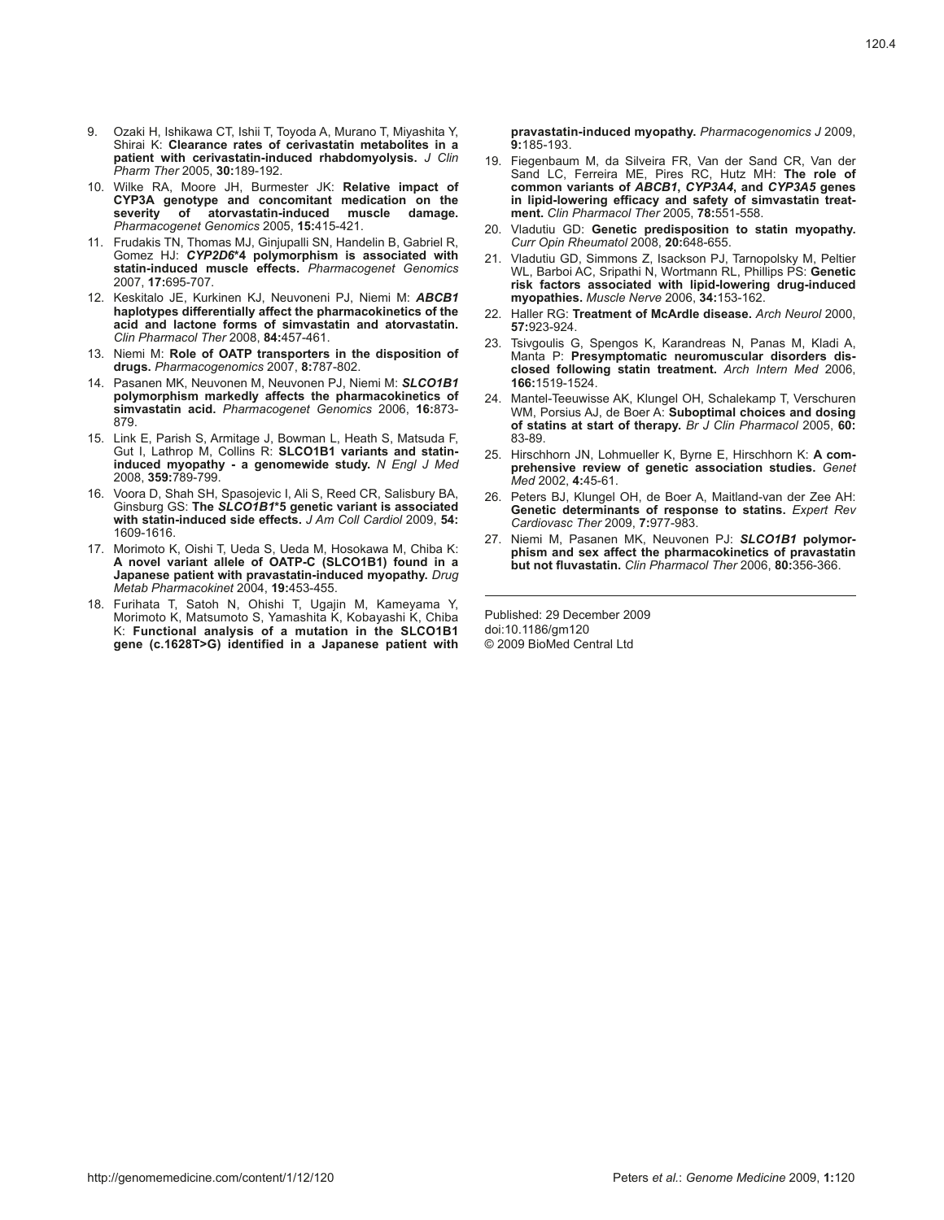9. Ozaki H, Ishikawa CT, Ishii T, Toyoda A, Murano T, Miyashita Y, Shirai K: **Clearance rates of cerivastatin metabolites in a patient with cerivastatin-induced rhabdomyolysis.** *J Clin Pharm Ther* 2005, **30:**189-192.
10. Wilke RA, Moore JH, Burmester JK: **Relative impact of CYP3A genotype and concomitant medication on the severity of atorvastatin-induced muscle damage.** *Pharmacogenet Genomics* 2005, **15:**415-421.
11. Frudakis TN, Thomas MJ, Ginjupalli SN, Handelin B, Gabriel R, Gomez HJ: ***CYP2D6*\*4 polymorphism is associated with statin-induced muscle effects.** *Pharmacogenet Genomics* 2007, **17:**695-707.
12. Keskitalo JE, Kurkinen KJ, Neuvoneni PJ, Niemi M: ***ABCB1* haplotypes differentially affect the pharmacokinetics of the acid and lactone forms of simvastatin and atorvastatin.** *Clin Pharmacol Ther* 2008, **84:**457-461.
13. Niemi M: **Role of OATP transporters in the disposition of drugs.** *Pharmacogenomics* 2007, **8:**787-802.
14. Pasanen MK, Neuvonen M, Neuvonen PJ, Niemi M: ***SLCO1B1* polymorphism markedly affects the pharmacokinetics of simvastatin acid.** *Pharmacogenet Genomics* 2006, **16:**873-879.
15. Link E, Parish S, Armitage J, Bowman L, Heath S, Matsuda F, Gut I, Lathrop M, Collins R: **SLCO1B1 variants and statin-induced myopathy - a genomewide study.** *N Engl J Med* 2008, **359:**789-799.
16. Voora D, Shah SH, Spasojevic I, Ali S, Reed CR, Salisbury BA, Ginsburg GS: **The *SLCO1B1*\*5 genetic variant is associated with statin-induced side effects.** *J Am Coll Cardiol* 2009, **54:** 1609-1616.
17. Morimoto K, Oishi T, Ueda S, Ueda M, Hosokawa M, Chiba K: **A novel variant allele of OATP-C (SLCO1B1) found in a Japanese patient with pravastatin-induced myopathy.** *Drug Metab Pharmacokinet* 2004, **19:**453-455.
18. Furihata T, Satoh N, Ohishi T, Ugajin M, Kameyama Y, Morimoto K, Matsumoto S, Yamashita K, Kobayashi K, Chiba K: **Functional analysis of a mutation in the SLCO1B1 gene (c.1628T>G) identified in a Japanese patient with pravastatin-induced myopathy.** *Pharmacogenomics J* 2009, **9:**185-193.
19. Fiegenbaum M, da Silveira FR, Van der Sand CR, Van der Sand LC, Ferreira ME, Pires RC, Hutz MH: **The role of common variants of *ABCB1*, *CYP3A4*, and *CYP3A5* genes in lipid-lowering efficacy and safety of simvastatin treatment.** *Clin Pharmacol Ther* 2005, **78:**551-558.
20. Vladutiu GD: **Genetic predisposition to statin myopathy.** *Curr Opin Rheumatol* 2008, **20:**648-655.
21. Vladutiu GD, Simmons Z, Isackson PJ, Tarnopolsky M, Peltier WL, Barboi AC, Sripathi N, Wortmann RL, Phillips PS: **Genetic risk factors associated with lipid-lowering drug-induced myopathies.** *Muscle Nerve* 2006, **34:**153-162.
22. Haller RG: **Treatment of McArdle disease.** *Arch Neurol* 2000, **57:**923-924.
23. Tsivgoulis G, Spengos K, Karandreas N, Panas M, Kladi A, Manta P: **Presymptomatic neuromuscular disorders disclosed following statin treatment.** *Arch Intern Med* 2006, **166:**1519-1524.
24. Mantel-Teeuwisse AK, Klungel OH, Schalekamp T, Verschuren WM, Porsius AJ, de Boer A: **Suboptimal choices and dosing of statins at start of therapy.** *Br J Clin Pharmacol* 2005, **60:** 83-89.
25. Hirschhorn JN, Lohmueller K, Byrne E, Hirschhorn K: **A comprehensive review of genetic association studies.** *Genet Med* 2002, **4:**45-61.
26. Peters BJ, Klungel OH, de Boer A, Maitland-van der Zee AH: **Genetic determinants of response to statins.** *Expert Rev Cardiovasc Ther* 2009, **7:**977-983.
27. Niemi M, Pasanen MK, Neuvonen PJ: ***SLCO1B1* polymorphism and sex affect the pharmacokinetics of pravastatin but not fluvastatin.** *Clin Pharmacol Ther* 2006, **80:**356-366.

---

Published: 29 December 2009
doi:10.1186/gm120
© 2009 BioMed Central Ltd